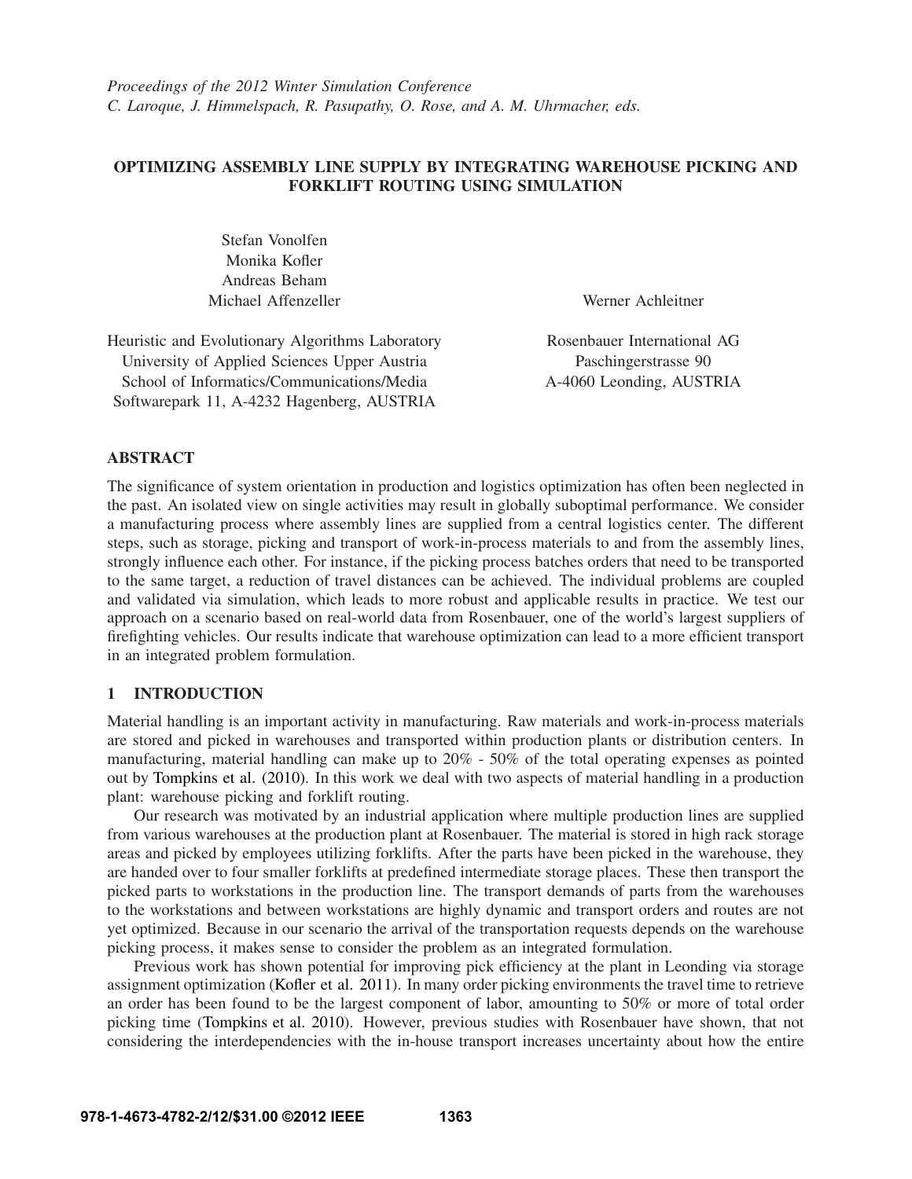*Proceedings of the 2012 Winter Simulation Conference*
*C. Laroque, J. Himmelspach, R. Pasupathy, O. Rose, and A. M. Uhrmacher, eds.*

# OPTIMIZING ASSEMBLY LINE SUPPLY BY INTEGRATING WAREHOUSE PICKING AND FORKLIFT ROUTING USING SIMULATION

Stefan Vonolfen
Monika Kofler
Andreas Beham
Michael Affenzeller

Heuristic and Evolutionary Algorithms Laboratory
University of Applied Sciences Upper Austria
School of Informatics/Communications/Media
Softwarepark 11, A-4232 Hagenberg, AUSTRIA

Werner Achleitner

Rosenbauer International AG
Paschingerstrasse 90
A-4060 Leonding, AUSTRIA

## ABSTRACT

The significance of system orientation in production and logistics optimization has often been neglected in the past. An isolated view on single activities may result in globally suboptimal performance. We consider a manufacturing process where assembly lines are supplied from a central logistics center. The different steps, such as storage, picking and transport of work-in-process materials to and from the assembly lines, strongly influence each other. For instance, if the picking process batches orders that need to be transported to the same target, a reduction of travel distances can be achieved. The individual problems are coupled and validated via simulation, which leads to more robust and applicable results in practice. We test our approach on a scenario based on real-world data from Rosenbauer, one of the world's largest suppliers of firefighting vehicles. Our results indicate that warehouse optimization can lead to a more efficient transport in an integrated problem formulation.

## 1 INTRODUCTION

Material handling is an important activity in manufacturing. Raw materials and work-in-process materials are stored and picked in warehouses and transported within production plants or distribution centers. In manufacturing, material handling can make up to 20% - 50% of the total operating expenses as pointed out by Tompkins et al. (2010). In this work we deal with two aspects of material handling in a production plant: warehouse picking and forklift routing.

Our research was motivated by an industrial application where multiple production lines are supplied from various warehouses at the production plant at Rosenbauer. The material is stored in high rack storage areas and picked by employees utilizing forklifts. After the parts have been picked in the warehouse, they are handed over to four smaller forklifts at predefined intermediate storage places. These then transport the picked parts to workstations in the production line. The transport demands of parts from the warehouses to the workstations and between workstations are highly dynamic and transport orders and routes are not yet optimized. Because in our scenario the arrival of the transportation requests depends on the warehouse picking process, it makes sense to consider the problem as an integrated formulation.

Previous work has shown potential for improving pick efficiency at the plant in Leonding via storage assignment optimization (Kofler et al. 2011). In many order picking environments the travel time to retrieve an order has been found to be the largest component of labor, amounting to 50% or more of total order picking time (Tompkins et al. 2010). However, previous studies with Rosenbauer have shown, that not considering the interdependencies with the in-house transport increases uncertainty about how the entire

978-1-4673-4782-2/12/$31.00 ©2012 IEEE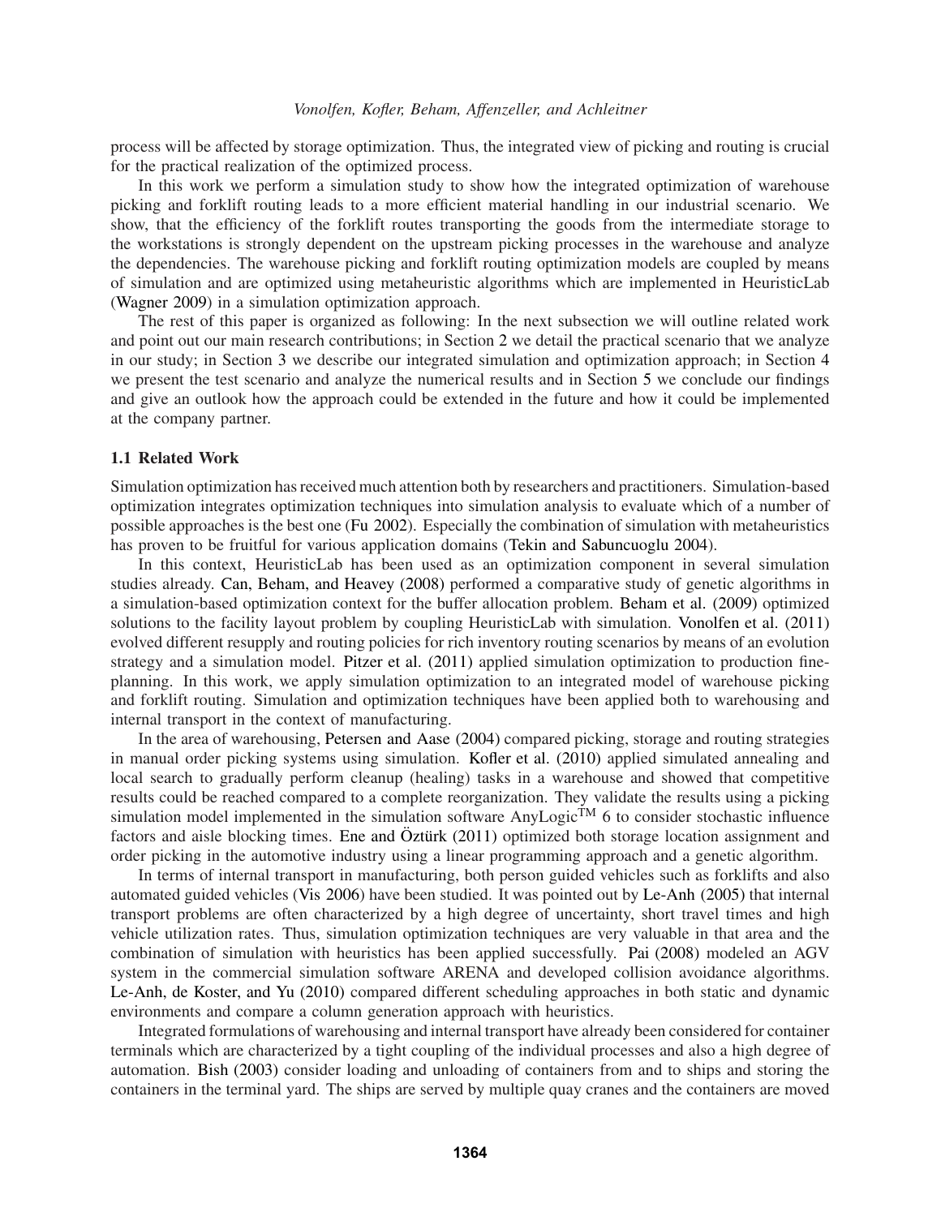process will be affected by storage optimization. Thus, the integrated view of picking and routing is crucial for the practical realization of the optimized process.

In this work we perform a simulation study to show how the integrated optimization of warehouse picking and forklift routing leads to a more efficient material handling in our industrial scenario. We show, that the efficiency of the forklift routes transporting the goods from the intermediate storage to the workstations is strongly dependent on the upstream picking processes in the warehouse and analyze the dependencies. The warehouse picking and forklift routing optimization models are coupled by means of simulation and are optimized using metaheuristic algorithms which are implemented in HeuristicLab (Wagner 2009) in a simulation optimization approach.

The rest of this paper is organized as following: In the next subsection we will outline related work and point out our main research contributions; in Section 2 we detail the practical scenario that we analyze in our study; in Section 3 we describe our integrated simulation and optimization approach; in Section 4 we present the test scenario and analyze the numerical results and in Section 5 we conclude our findings and give an outlook how the approach could be extended in the future and how it could be implemented at the company partner.

### 1.1 Related Work

Simulation optimization has received much attention both by researchers and practitioners. Simulation-based optimization integrates optimization techniques into simulation analysis to evaluate which of a number of possible approaches is the best one (Fu 2002). Especially the combination of simulation with metaheuristics has proven to be fruitful for various application domains (Tekin and Sabuncuoglu 2004).

In this context, HeuristicLab has been used as an optimization component in several simulation studies already. Can, Beham, and Heavey (2008) performed a comparative study of genetic algorithms in a simulation-based optimization context for the buffer allocation problem. Beham et al. (2009) optimized solutions to the facility layout problem by coupling HeuristicLab with simulation. Vonolfen et al. (2011) evolved different resupply and routing policies for rich inventory routing scenarios by means of an evolution strategy and a simulation model. Pitzer et al. (2011) applied simulation optimization to production fine-planning. In this work, we apply simulation optimization to an integrated model of warehouse picking and forklift routing. Simulation and optimization techniques have been applied both to warehousing and internal transport in the context of manufacturing.

In the area of warehousing, Petersen and Aase (2004) compared picking, storage and routing strategies in manual order picking systems using simulation. Kofler et al. (2010) applied simulated annealing and local search to gradually perform cleanup (healing) tasks in a warehouse and showed that competitive results could be reached compared to a complete reorganization. They validate the results using a picking simulation model implemented in the simulation software AnyLogic™ 6 to consider stochastic influence factors and aisle blocking times. Ene and Öztürk (2011) optimized both storage location assignment and order picking in the automotive industry using a linear programming approach and a genetic algorithm.

In terms of internal transport in manufacturing, both person guided vehicles such as forklifts and also automated guided vehicles (Vis 2006) have been studied. It was pointed out by Le-Anh (2005) that internal transport problems are often characterized by a high degree of uncertainty, short travel times and high vehicle utilization rates. Thus, simulation optimization techniques are very valuable in that area and the combination of simulation with heuristics has been applied successfully. Pai (2008) modeled an AGV system in the commercial simulation software ARENA and developed collision avoidance algorithms. Le-Anh, de Koster, and Yu (2010) compared different scheduling approaches in both static and dynamic environments and compare a column generation approach with heuristics.

Integrated formulations of warehousing and internal transport have already been considered for container terminals which are characterized by a tight coupling of the individual processes and also a high degree of automation. Bish (2003) consider loading and unloading of containers from and to ships and storing the containers in the terminal yard. The ships are served by multiple quay cranes and the containers are moved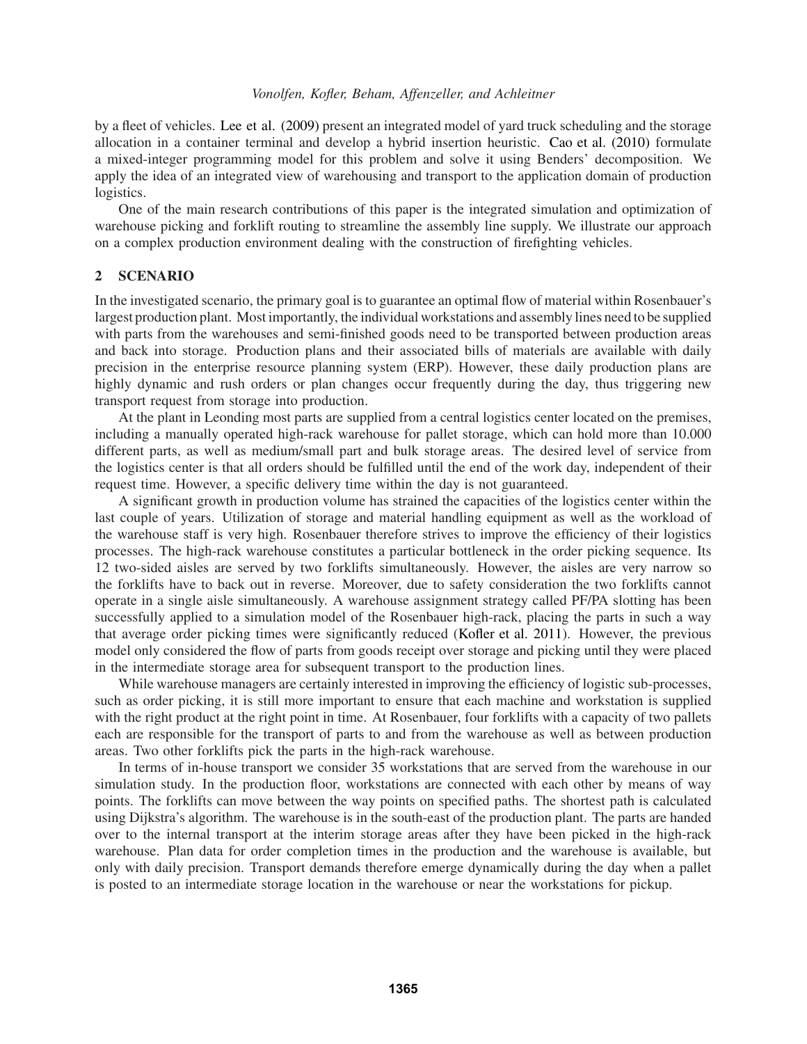by a fleet of vehicles. Lee et al. (2009) present an integrated model of yard truck scheduling and the storage allocation in a container terminal and develop a hybrid insertion heuristic. Cao et al. (2010) formulate a mixed-integer programming model for this problem and solve it using Benders' decomposition. We apply the idea of an integrated view of warehousing and transport to the application domain of production logistics.

One of the main research contributions of this paper is the integrated simulation and optimization of warehouse picking and forklift routing to streamline the assembly line supply. We illustrate our approach on a complex production environment dealing with the construction of firefighting vehicles.

## 2 SCENARIO

In the investigated scenario, the primary goal is to guarantee an optimal flow of material within Rosenbauer's largest production plant. Most importantly, the individual workstations and assembly lines need to be supplied with parts from the warehouses and semi-finished goods need to be transported between production areas and back into storage. Production plans and their associated bills of materials are available with daily precision in the enterprise resource planning system (ERP). However, these daily production plans are highly dynamic and rush orders or plan changes occur frequently during the day, thus triggering new transport request from storage into production.

At the plant in Leonding most parts are supplied from a central logistics center located on the premises, including a manually operated high-rack warehouse for pallet storage, which can hold more than 10.000 different parts, as well as medium/small part and bulk storage areas. The desired level of service from the logistics center is that all orders should be fulfilled until the end of the work day, independent of their request time. However, a specific delivery time within the day is not guaranteed.

A significant growth in production volume has strained the capacities of the logistics center within the last couple of years. Utilization of storage and material handling equipment as well as the workload of the warehouse staff is very high. Rosenbauer therefore strives to improve the efficiency of their logistics processes. The high-rack warehouse constitutes a particular bottleneck in the order picking sequence. Its 12 two-sided aisles are served by two forklifts simultaneously. However, the aisles are very narrow so the forklifts have to back out in reverse. Moreover, due to safety consideration the two forklifts cannot operate in a single aisle simultaneously. A warehouse assignment strategy called PF/PA slotting has been successfully applied to a simulation model of the Rosenbauer high-rack, placing the parts in such a way that average order picking times were significantly reduced (Kofler et al. 2011). However, the previous model only considered the flow of parts from goods receipt over storage and picking until they were placed in the intermediate storage area for subsequent transport to the production lines.

While warehouse managers are certainly interested in improving the efficiency of logistic sub-processes, such as order picking, it is still more important to ensure that each machine and workstation is supplied with the right product at the right point in time. At Rosenbauer, four forklifts with a capacity of two pallets each are responsible for the transport of parts to and from the warehouse as well as between production areas. Two other forklifts pick the parts in the high-rack warehouse.

In terms of in-house transport we consider 35 workstations that are served from the warehouse in our simulation study. In the production floor, workstations are connected with each other by means of way points. The forklifts can move between the way points on specified paths. The shortest path is calculated using Dijkstra's algorithm. The warehouse is in the south-east of the production plant. The parts are handed over to the internal transport at the interim storage areas after they have been picked in the high-rack warehouse. Plan data for order completion times in the production and the warehouse is available, but only with daily precision. Transport demands therefore emerge dynamically during the day when a pallet is posted to an intermediate storage location in the warehouse or near the workstations for pickup.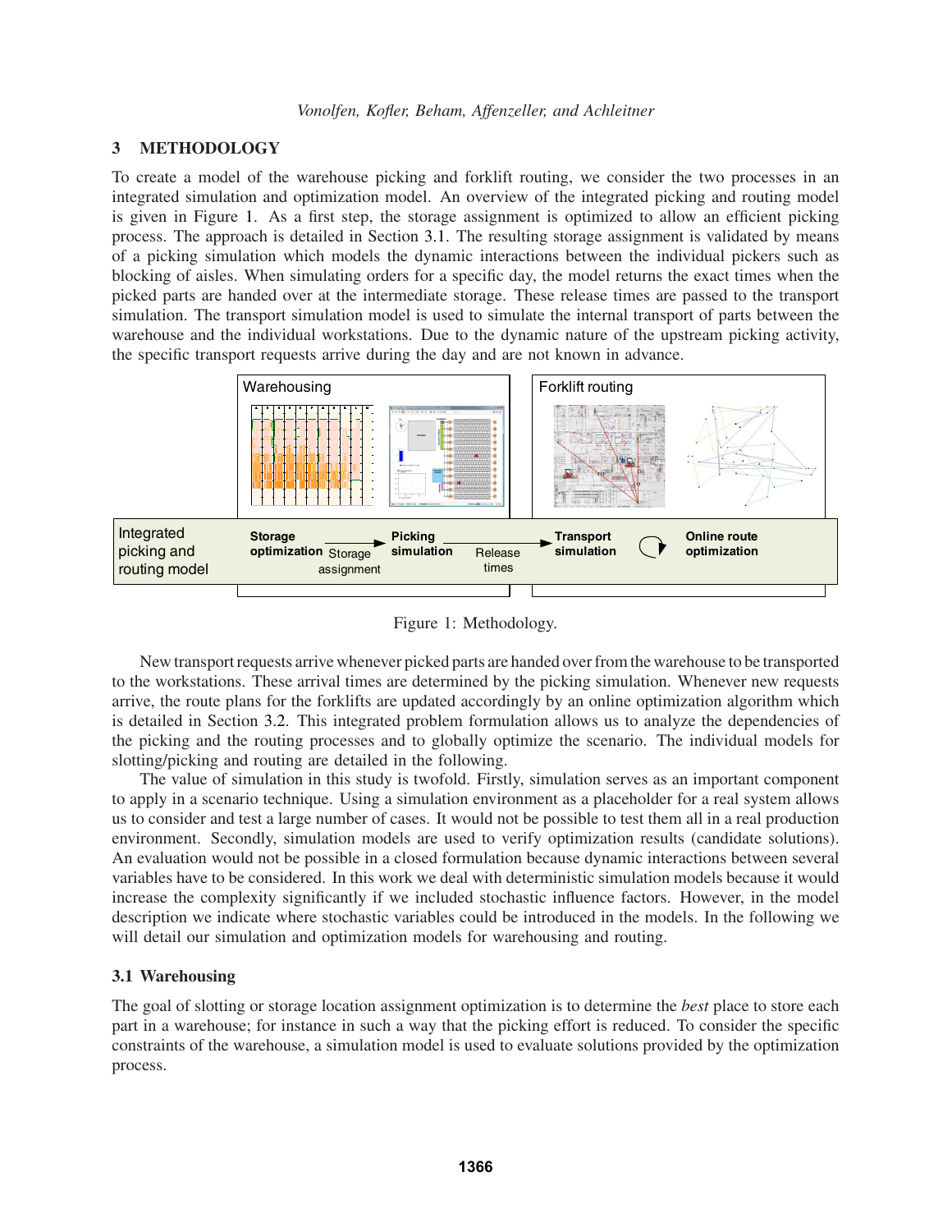## 3 METHODOLOGY

To create a model of the warehouse picking and forklift routing, we consider the two processes in an integrated simulation and optimization model. An overview of the integrated picking and routing model is given in Figure 1. As a first step, the storage assignment is optimized to allow an efficient picking process. The approach is detailed in Section 3.1. The resulting storage assignment is validated by means of a picking simulation which models the dynamic interactions between the individual pickers such as blocking of aisles. When simulating orders for a specific day, the model returns the exact times when the picked parts are handed over at the intermediate storage. These release times are passed to the transport simulation. The transport simulation model is used to simulate the internal transport of parts between the warehouse and the individual workstations. Due to the dynamic nature of the upstream picking activity, the specific transport requests arrive during the day and are not known in advance.

Warehousing

Forklift routing

Integrated picking and routing model

Storage optimization

Storage assignment

Picking simulation

Release times

Transport simulation

Online route optimization

Figure 1: Methodology.

New transport requests arrive whenever picked parts are handed over from the warehouse to be transported to the workstations. These arrival times are determined by the picking simulation. Whenever new requests arrive, the route plans for the forklifts are updated accordingly by an online optimization algorithm which is detailed in Section 3.2. This integrated problem formulation allows us to analyze the dependencies of the picking and the routing processes and to globally optimize the scenario. The individual models for slotting/picking and routing are detailed in the following.

The value of simulation in this study is twofold. Firstly, simulation serves as an important component to apply in a scenario technique. Using a simulation environment as a placeholder for a real system allows us to consider and test a large number of cases. It would not be possible to test them all in a real production environment. Secondly, simulation models are used to verify optimization results (candidate solutions). An evaluation would not be possible in a closed formulation because dynamic interactions between several variables have to be considered. In this work we deal with deterministic simulation models because it would increase the complexity significantly if we included stochastic influence factors. However, in the model description we indicate where stochastic variables could be introduced in the models. In the following we will detail our simulation and optimization models for warehousing and routing.

### 3.1 Warehousing

The goal of slotting or storage location assignment optimization is to determine the *best* place to store each part in a warehouse; for instance in such a way that the picking effort is reduced. To consider the specific constraints of the warehouse, a simulation model is used to evaluate solutions provided by the optimization process.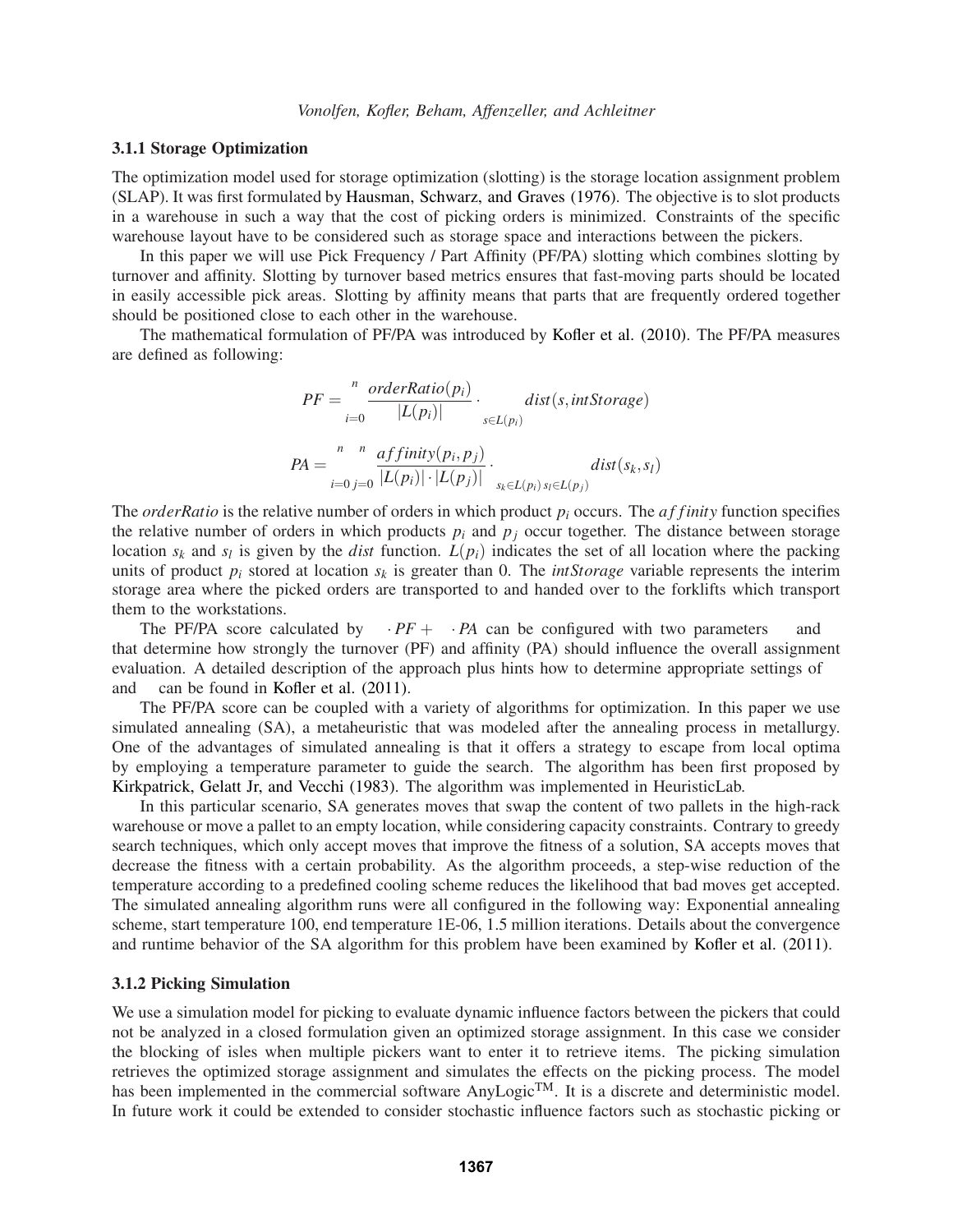### 3.1.1 Storage Optimization

The optimization model used for storage optimization (slotting) is the storage location assignment problem (SLAP). It was first formulated by Hausman, Schwarz, and Graves (1976). The objective is to slot products in a warehouse in such a way that the cost of picking orders is minimized. Constraints of the specific warehouse layout have to be considered such as storage space and interactions between the pickers.

In this paper we will use Pick Frequency / Part Affinity (PF/PA) slotting which combines slotting by turnover and affinity. Slotting by turnover based metrics ensures that fast-moving parts should be located in easily accessible pick areas. Slotting by affinity means that parts that are frequently ordered together should be positioned close to each other in the warehouse.

The mathematical formulation of PF/PA was introduced by Kofler et al. (2010). The PF/PA measures are defined as following:

$$PF = \sum_{i=0}^{n} \frac{orderRatio(p_i)}{|L(p_i)|} \cdot \sum_{s \in L(p_i)} dist(s, intStorage)$$

$$PA = \sum_{i=0}^{n} \sum_{j=0}^{n} \frac{affinity(p_i, p_j)}{|L(p_i)| \cdot |L(p_j)|} \cdot \sum_{s_k \in L(p_i)} \sum_{s_l \in L(p_j)} dist(s_k, s_l)$$

The *orderRatio* is the relative number of orders in which product $p_i$ occurs. The $affinity$ function specifies the relative number of orders in which products $p_i$ and $p_j$ occur together. The distance between storage location $s_k$ and $s_l$ is given by the *dist* function. $L(p_i)$ indicates the set of all location where the packing units of product $p_i$ stored at location $s_k$ is greater than 0. The *intStorage* variable represents the interim storage area where the picked orders are transported to and handed over to the forklifts which transport them to the workstations.

The PF/PA score calculated by $\cdot PF + \cdot PA$ can be configured with two parameters and that determine how strongly the turnover (PF) and affinity (PA) should influence the overall assignment evaluation. A detailed description of the approach plus hints how to determine appropriate settings of and can be found in Kofler et al. (2011).

The PF/PA score can be coupled with a variety of algorithms for optimization. In this paper we use simulated annealing (SA), a metaheuristic that was modeled after the annealing process in metallurgy. One of the advantages of simulated annealing is that it offers a strategy to escape from local optima by employing a temperature parameter to guide the search. The algorithm has been first proposed by Kirkpatrick, Gelatt Jr, and Vecchi (1983). The algorithm was implemented in HeuristicLab.

In this particular scenario, SA generates moves that swap the content of two pallets in the high-rack warehouse or move a pallet to an empty location, while considering capacity constraints. Contrary to greedy search techniques, which only accept moves that improve the fitness of a solution, SA accepts moves that decrease the fitness with a certain probability. As the algorithm proceeds, a step-wise reduction of the temperature according to a predefined cooling scheme reduces the likelihood that bad moves get accepted. The simulated annealing algorithm runs were all configured in the following way: Exponential annealing scheme, start temperature 100, end temperature 1E-06, 1.5 million iterations. Details about the convergence and runtime behavior of the SA algorithm for this problem have been examined by Kofler et al. (2011).

### 3.1.2 Picking Simulation

We use a simulation model for picking to evaluate dynamic influence factors between the pickers that could not be analyzed in a closed formulation given an optimized storage assignment. In this case we consider the blocking of isles when multiple pickers want to enter it to retrieve items. The picking simulation retrieves the optimized storage assignment and simulates the effects on the picking process. The model has been implemented in the commercial software AnyLogic™. It is a discrete and deterministic model. In future work it could be extended to consider stochastic influence factors such as stochastic picking or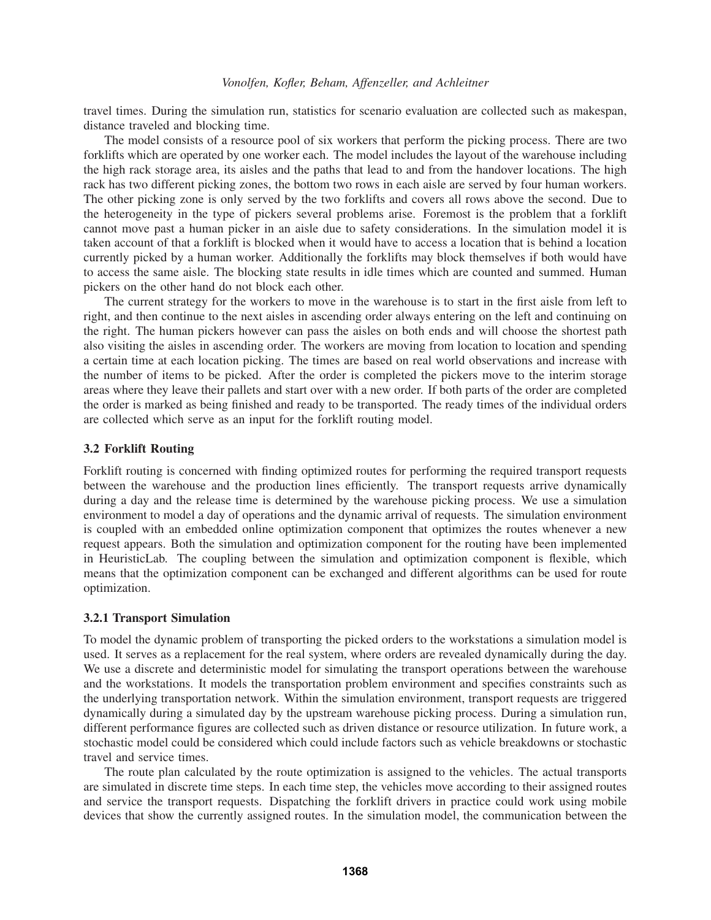travel times. During the simulation run, statistics for scenario evaluation are collected such as makespan, distance traveled and blocking time.

The model consists of a resource pool of six workers that perform the picking process. There are two forklifts which are operated by one worker each. The model includes the layout of the warehouse including the high rack storage area, its aisles and the paths that lead to and from the handover locations. The high rack has two different picking zones, the bottom two rows in each aisle are served by four human workers. The other picking zone is only served by the two forklifts and covers all rows above the second. Due to the heterogeneity in the type of pickers several problems arise. Foremost is the problem that a forklift cannot move past a human picker in an aisle due to safety considerations. In the simulation model it is taken account of that a forklift is blocked when it would have to access a location that is behind a location currently picked by a human worker. Additionally the forklifts may block themselves if both would have to access the same aisle. The blocking state results in idle times which are counted and summed. Human pickers on the other hand do not block each other.

The current strategy for the workers to move in the warehouse is to start in the first aisle from left to right, and then continue to the next aisles in ascending order always entering on the left and continuing on the right. The human pickers however can pass the aisles on both ends and will choose the shortest path also visiting the aisles in ascending order. The workers are moving from location to location and spending a certain time at each location picking. The times are based on real world observations and increase with the number of items to be picked. After the order is completed the pickers move to the interim storage areas where they leave their pallets and start over with a new order. If both parts of the order are completed the order is marked as being finished and ready to be transported. The ready times of the individual orders are collected which serve as an input for the forklift routing model.

### 3.2 Forklift Routing

Forklift routing is concerned with finding optimized routes for performing the required transport requests between the warehouse and the production lines efficiently. The transport requests arrive dynamically during a day and the release time is determined by the warehouse picking process. We use a simulation environment to model a day of operations and the dynamic arrival of requests. The simulation environment is coupled with an embedded online optimization component that optimizes the routes whenever a new request appears. Both the simulation and optimization component for the routing have been implemented in HeuristicLab. The coupling between the simulation and optimization component is flexible, which means that the optimization component can be exchanged and different algorithms can be used for route optimization.

#### 3.2.1 Transport Simulation

To model the dynamic problem of transporting the picked orders to the workstations a simulation model is used. It serves as a replacement for the real system, where orders are revealed dynamically during the day. We use a discrete and deterministic model for simulating the transport operations between the warehouse and the workstations. It models the transportation problem environment and specifies constraints such as the underlying transportation network. Within the simulation environment, transport requests are triggered dynamically during a simulated day by the upstream warehouse picking process. During a simulation run, different performance figures are collected such as driven distance or resource utilization. In future work, a stochastic model could be considered which could include factors such as vehicle breakdowns or stochastic travel and service times.

The route plan calculated by the route optimization is assigned to the vehicles. The actual transports are simulated in discrete time steps. In each time step, the vehicles move according to their assigned routes and service the transport requests. Dispatching the forklift drivers in practice could work using mobile devices that show the currently assigned routes. In the simulation model, the communication between the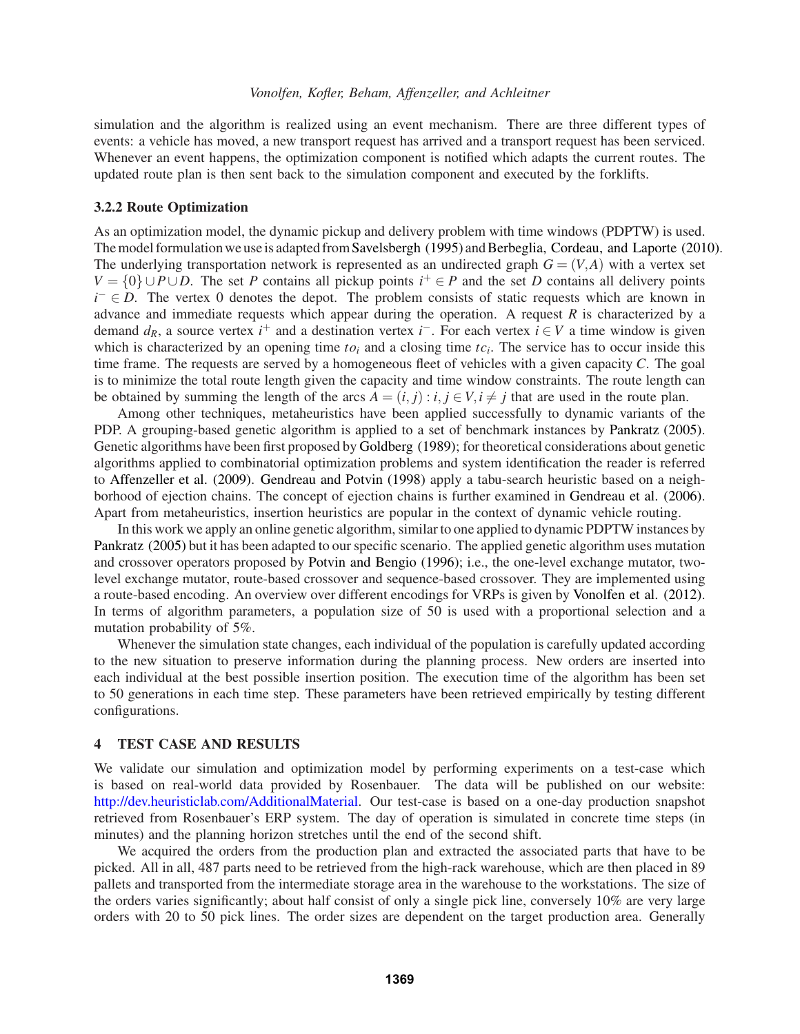simulation and the algorithm is realized using an event mechanism. There are three different types of events: a vehicle has moved, a new transport request has arrived and a transport request has been serviced. Whenever an event happens, the optimization component is notified which adapts the current routes. The updated route plan is then sent back to the simulation component and executed by the forklifts.

### 3.2.2 Route Optimization

As an optimization model, the dynamic pickup and delivery problem with time windows (PDPTW) is used. The model formulation we use is adapted from Savelsbergh (1995) and Berbeglia, Cordeau, and Laporte (2010). The underlying transportation network is represented as an undirected graph $G = (V, A)$ with a vertex set $V = \{0\} \cup P \cup D$. The set $P$ contains all pickup points $i^+ \in P$ and the set $D$ contains all delivery points $i^- \in D$. The vertex 0 denotes the depot. The problem consists of static requests which are known in advance and immediate requests which appear during the operation. A request $R$ is characterized by a demand $d_R$, a source vertex $i^+$ and a destination vertex $i^-$. For each vertex $i \in V$ a time window is given which is characterized by an opening time $to_i$ and a closing time $tc_i$. The service has to occur inside this time frame. The requests are served by a homogeneous fleet of vehicles with a given capacity $C$. The goal is to minimize the total route length given the capacity and time window constraints. The route length can be obtained by summing the length of the arcs $A = (i, j) : i, j \in V, i \neq j$ that are used in the route plan.

Among other techniques, metaheuristics have been applied successfully to dynamic variants of the PDP. A grouping-based genetic algorithm is applied to a set of benchmark instances by Pankratz (2005). Genetic algorithms have been first proposed by Goldberg (1989); for theoretical considerations about genetic algorithms applied to combinatorial optimization problems and system identification the reader is referred to Affenzeller et al. (2009). Gendreau and Potvin (1998) apply a tabu-search heuristic based on a neighborhood of ejection chains. The concept of ejection chains is further examined in Gendreau et al. (2006). Apart from metaheuristics, insertion heuristics are popular in the context of dynamic vehicle routing.

In this work we apply an online genetic algorithm, similar to one applied to dynamic PDPTW instances by Pankratz (2005) but it has been adapted to our specific scenario. The applied genetic algorithm uses mutation and crossover operators proposed by Potvin and Bengio (1996); i.e., the one-level exchange mutator, two-level exchange mutator, route-based crossover and sequence-based crossover. They are implemented using a route-based encoding. An overview over different encodings for VRPs is given by Vonolfen et al. (2012). In terms of algorithm parameters, a population size of 50 is used with a proportional selection and a mutation probability of 5%.

Whenever the simulation state changes, each individual of the population is carefully updated according to the new situation to preserve information during the planning process. New orders are inserted into each individual at the best possible insertion position. The execution time of the algorithm has been set to 50 generations in each time step. These parameters have been retrieved empirically by testing different configurations.

## 4 TEST CASE AND RESULTS

We validate our simulation and optimization model by performing experiments on a test-case which is based on real-world data provided by Rosenbauer. The data will be published on our website: http://dev.heuristiclab.com/AdditionalMaterial. Our test-case is based on a one-day production snapshot retrieved from Rosenbauer's ERP system. The day of operation is simulated in concrete time steps (in minutes) and the planning horizon stretches until the end of the second shift.

We acquired the orders from the production plan and extracted the associated parts that have to be picked. All in all, 487 parts need to be retrieved from the high-rack warehouse, which are then placed in 89 pallets and transported from the intermediate storage area in the warehouse to the workstations. The size of the orders varies significantly; about half consist of only a single pick line, conversely 10% are very large orders with 20 to 50 pick lines. The order sizes are dependent on the target production area. Generally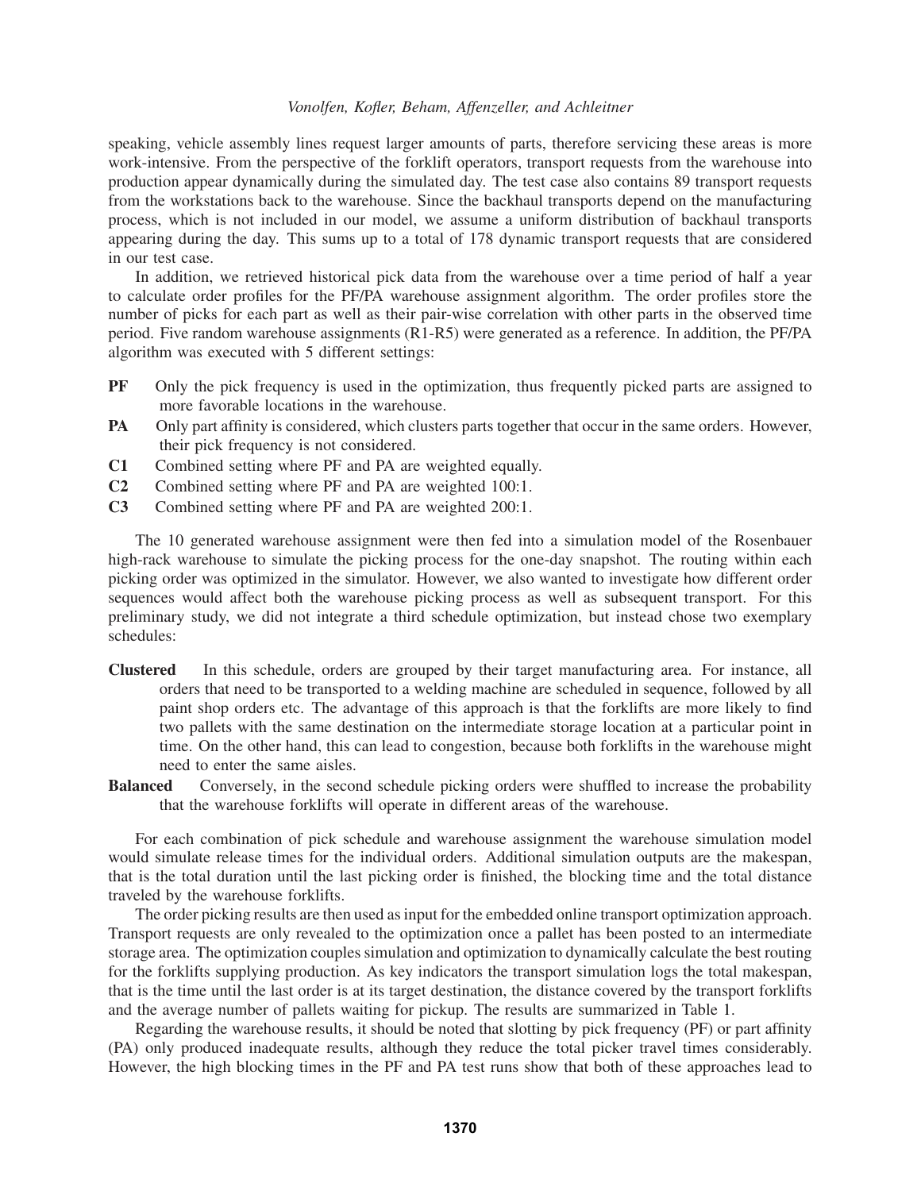speaking, vehicle assembly lines request larger amounts of parts, therefore servicing these areas is more work-intensive. From the perspective of the forklift operators, transport requests from the warehouse into production appear dynamically during the simulated day. The test case also contains 89 transport requests from the workstations back to the warehouse. Since the backhaul transports depend on the manufacturing process, which is not included in our model, we assume a uniform distribution of backhaul transports appearing during the day. This sums up to a total of 178 dynamic transport requests that are considered in our test case.

In addition, we retrieved historical pick data from the warehouse over a time period of half a year to calculate order profiles for the PF/PA warehouse assignment algorithm. The order profiles store the number of picks for each part as well as their pair-wise correlation with other parts in the observed time period. Five random warehouse assignments (R1-R5) were generated as a reference. In addition, the PF/PA algorithm was executed with 5 different settings:

- **PF** Only the pick frequency is used in the optimization, thus frequently picked parts are assigned to more favorable locations in the warehouse.
- **PA** Only part affinity is considered, which clusters parts together that occur in the same orders. However, their pick frequency is not considered.
- **C1** Combined setting where PF and PA are weighted equally.
- **C2** Combined setting where PF and PA are weighted 100:1.
- **C3** Combined setting where PF and PA are weighted 200:1.

The 10 generated warehouse assignment were then fed into a simulation model of the Rosenbauer high-rack warehouse to simulate the picking process for the one-day snapshot. The routing within each picking order was optimized in the simulator. However, we also wanted to investigate how different order sequences would affect both the warehouse picking process as well as subsequent transport. For this preliminary study, we did not integrate a third schedule optimization, but instead chose two exemplary schedules:

- **Clustered** In this schedule, orders are grouped by their target manufacturing area. For instance, all orders that need to be transported to a welding machine are scheduled in sequence, followed by all paint shop orders etc. The advantage of this approach is that the forklifts are more likely to find two pallets with the same destination on the intermediate storage location at a particular point in time. On the other hand, this can lead to congestion, because both forklifts in the warehouse might need to enter the same aisles.
- **Balanced** Conversely, in the second schedule picking orders were shuffled to increase the probability that the warehouse forklifts will operate in different areas of the warehouse.

For each combination of pick schedule and warehouse assignment the warehouse simulation model would simulate release times for the individual orders. Additional simulation outputs are the makespan, that is the total duration until the last picking order is finished, the blocking time and the total distance traveled by the warehouse forklifts.

The order picking results are then used as input for the embedded online transport optimization approach. Transport requests are only revealed to the optimization once a pallet has been posted to an intermediate storage area. The optimization couples simulation and optimization to dynamically calculate the best routing for the forklifts supplying production. As key indicators the transport simulation logs the total makespan, that is the time until the last order is at its target destination, the distance covered by the transport forklifts and the average number of pallets waiting for pickup. The results are summarized in Table 1.

Regarding the warehouse results, it should be noted that slotting by pick frequency (PF) or part affinity (PA) only produced inadequate results, although they reduce the total picker travel times considerably. However, the high blocking times in the PF and PA test runs show that both of these approaches lead to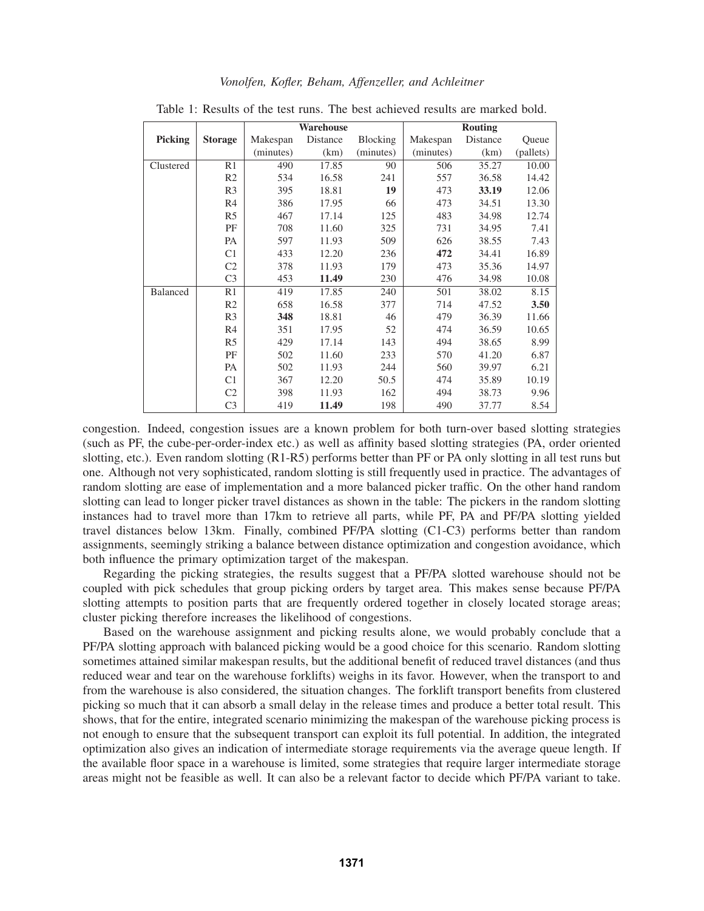Table 1: Results of the test runs. The best achieved results are marked bold.

| **Picking** | **Storage** | **Warehouse** Makespan (minutes) | Distance (km) | Blocking (minutes) | **Routing** Makespan (minutes) | Distance (km) | Queue (pallets) |
|---|---|---|---|---|---|---|---|
| Clustered | R1 | 490 | 17.85 | 90 | 506 | 35.27 | 10.00 |
| | R2 | 534 | 16.58 | 241 | 557 | 36.58 | 14.42 |
| | R3 | 395 | 18.81 | **19** | 473 | **33.19** | 12.06 |
| | R4 | 386 | 17.95 | 66 | 473 | 34.51 | 13.30 |
| | R5 | 467 | 17.14 | 125 | 483 | 34.98 | 12.74 |
| | PF | 708 | 11.60 | 325 | 731 | 34.95 | 7.41 |
| | PA | 597 | 11.93 | 509 | 626 | 38.55 | 7.43 |
| | C1 | 433 | 12.20 | 236 | **472** | 34.41 | 16.89 |
| | C2 | 378 | 11.93 | 179 | 473 | 35.36 | 14.97 |
| | C3 | 453 | **11.49** | 230 | 476 | 34.98 | 10.08 |
| Balanced | R1 | 419 | 17.85 | 240 | 501 | 38.02 | 8.15 |
| | R2 | 658 | 16.58 | 377 | 714 | 47.52 | **3.50** |
| | R3 | **348** | 18.81 | 46 | 479 | 36.39 | 11.66 |
| | R4 | 351 | 17.95 | 52 | 474 | 36.59 | 10.65 |
| | R5 | 429 | 17.14 | 143 | 494 | 38.65 | 8.99 |
| | PF | 502 | 11.60 | 233 | 570 | 41.20 | 6.87 |
| | PA | 502 | 11.93 | 244 | 560 | 39.97 | 6.21 |
| | C1 | 367 | 12.20 | 50.5 | 474 | 35.89 | 10.19 |
| | C2 | 398 | 11.93 | 162 | 494 | 38.73 | 9.96 |
| | C3 | 419 | **11.49** | 198 | 490 | 37.77 | 8.54 |

congestion. Indeed, congestion issues are a known problem for both turn-over based slotting strategies (such as PF, the cube-per-order-index etc.) as well as affinity based slotting strategies (PA, order oriented slotting, etc.). Even random slotting (R1-R5) performs better than PF or PA only slotting in all test runs but one. Although not very sophisticated, random slotting is still frequently used in practice. The advantages of random slotting are ease of implementation and a more balanced picker traffic. On the other hand random slotting can lead to longer picker travel distances as shown in the table: The pickers in the random slotting instances had to travel more than 17km to retrieve all parts, while PF, PA and PF/PA slotting yielded travel distances below 13km. Finally, combined PF/PA slotting (C1-C3) performs better than random assignments, seemingly striking a balance between distance optimization and congestion avoidance, which both influence the primary optimization target of the makespan.

Regarding the picking strategies, the results suggest that a PF/PA slotted warehouse should not be coupled with pick schedules that group picking orders by target area. This makes sense because PF/PA slotting attempts to position parts that are frequently ordered together in closely located storage areas; cluster picking therefore increases the likelihood of congestions.

Based on the warehouse assignment and picking results alone, we would probably conclude that a PF/PA slotting approach with balanced picking would be a good choice for this scenario. Random slotting sometimes attained similar makespan results, but the additional benefit of reduced travel distances (and thus reduced wear and tear on the warehouse forklifts) weighs in its favor. However, when the transport to and from the warehouse is also considered, the situation changes. The forklift transport benefits from clustered picking so much that it can absorb a small delay in the release times and produce a better total result. This shows, that for the entire, integrated scenario minimizing the makespan of the warehouse picking process is not enough to ensure that the subsequent transport can exploit its full potential. In addition, the integrated optimization also gives an indication of intermediate storage requirements via the average queue length. If the available floor space in a warehouse is limited, some strategies that require larger intermediate storage areas might not be feasible as well. It can also be a relevant factor to decide which PF/PA variant to take.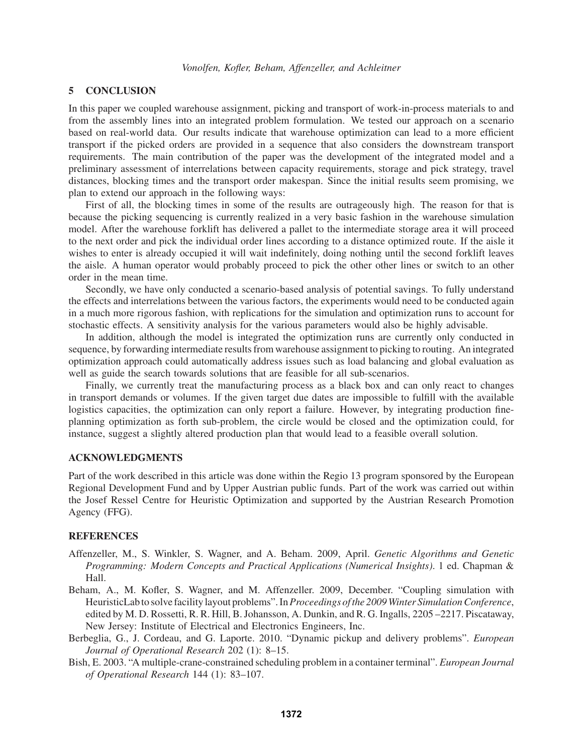## 5 CONCLUSION

In this paper we coupled warehouse assignment, picking and transport of work-in-process materials to and from the assembly lines into an integrated problem formulation. We tested our approach on a scenario based on real-world data. Our results indicate that warehouse optimization can lead to a more efficient transport if the picked orders are provided in a sequence that also considers the downstream transport requirements. The main contribution of the paper was the development of the integrated model and a preliminary assessment of interrelations between capacity requirements, storage and pick strategy, travel distances, blocking times and the transport order makespan. Since the initial results seem promising, we plan to extend our approach in the following ways:

First of all, the blocking times in some of the results are outrageously high. The reason for that is because the picking sequencing is currently realized in a very basic fashion in the warehouse simulation model. After the warehouse forklift has delivered a pallet to the intermediate storage area it will proceed to the next order and pick the individual order lines according to a distance optimized route. If the aisle it wishes to enter is already occupied it will wait indefinitely, doing nothing until the second forklift leaves the aisle. A human operator would probably proceed to pick the other other lines or switch to an other order in the mean time.

Secondly, we have only conducted a scenario-based analysis of potential savings. To fully understand the effects and interrelations between the various factors, the experiments would need to be conducted again in a much more rigorous fashion, with replications for the simulation and optimization runs to account for stochastic effects. A sensitivity analysis for the various parameters would also be highly advisable.

In addition, although the model is integrated the optimization runs are currently only conducted in sequence, by forwarding intermediate results from warehouse assignment to picking to routing. An integrated optimization approach could automatically address issues such as load balancing and global evaluation as well as guide the search towards solutions that are feasible for all sub-scenarios.

Finally, we currently treat the manufacturing process as a black box and can only react to changes in transport demands or volumes. If the given target due dates are impossible to fulfill with the available logistics capacities, the optimization can only report a failure. However, by integrating production fine-planning optimization as forth sub-problem, the circle would be closed and the optimization could, for instance, suggest a slightly altered production plan that would lead to a feasible overall solution.

## ACKNOWLEDGMENTS

Part of the work described in this article was done within the Regio 13 program sponsored by the European Regional Development Fund and by Upper Austrian public funds. Part of the work was carried out within the Josef Ressel Centre for Heuristic Optimization and supported by the Austrian Research Promotion Agency (FFG).

## REFERENCES

Affenzeller, M., S. Winkler, S. Wagner, and A. Beham. 2009, April. *Genetic Algorithms and Genetic Programming: Modern Concepts and Practical Applications (Numerical Insights)*. 1 ed. Chapman & Hall.

Beham, A., M. Kofler, S. Wagner, and M. Affenzeller. 2009, December. "Coupling simulation with HeuristicLab to solve facility layout problems". In *Proceedings of the 2009 Winter Simulation Conference*, edited by M. D. Rossetti, R. R. Hill, B. Johansson, A. Dunkin, and R. G. Ingalls, 2205 –2217. Piscataway, New Jersey: Institute of Electrical and Electronics Engineers, Inc.

Berbeglia, G., J. Cordeau, and G. Laporte. 2010. "Dynamic pickup and delivery problems". *European Journal of Operational Research* 202 (1): 8–15.

Bish, E. 2003. "A multiple-crane-constrained scheduling problem in a container terminal". *European Journal of Operational Research* 144 (1): 83–107.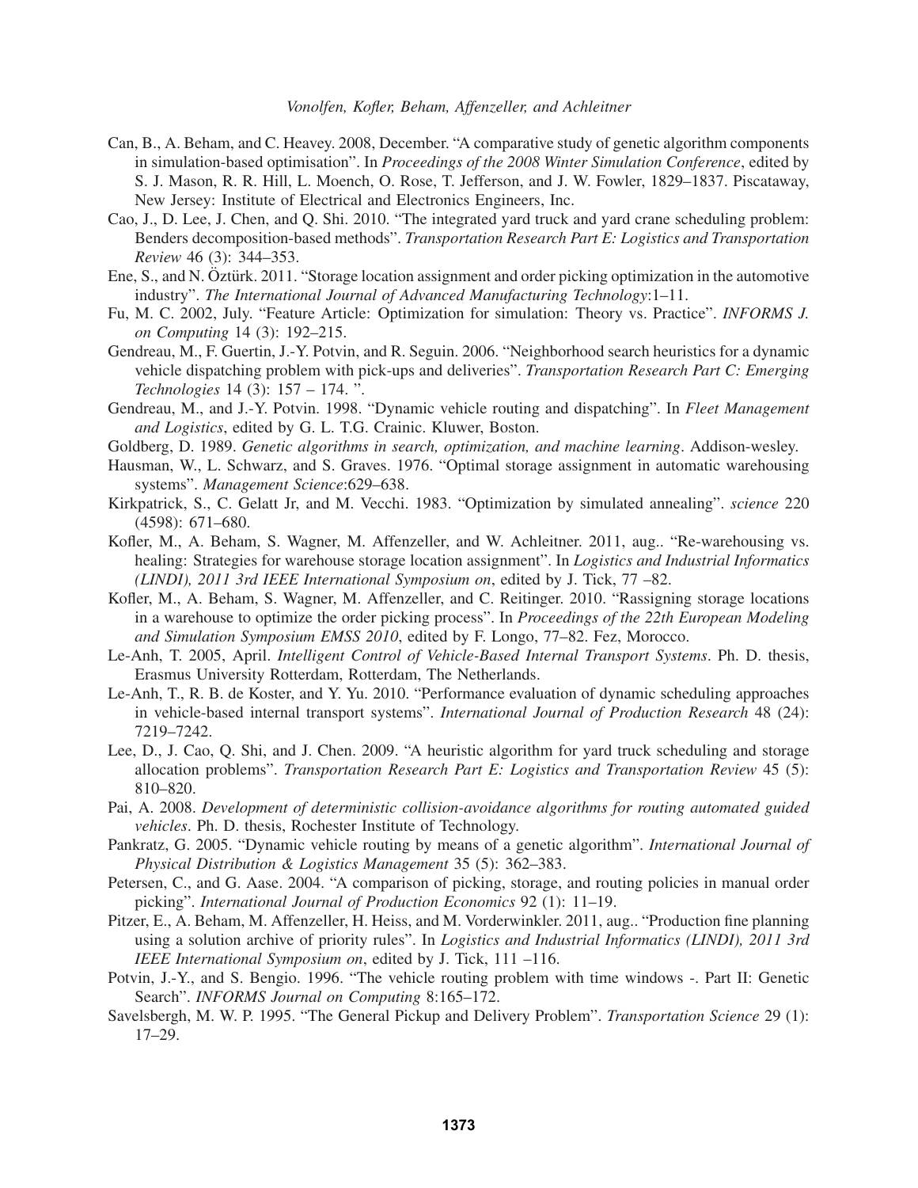Can, B., A. Beham, and C. Heavey. 2008, December. "A comparative study of genetic algorithm components in simulation-based optimisation". In *Proceedings of the 2008 Winter Simulation Conference*, edited by S. J. Mason, R. R. Hill, L. Moench, O. Rose, T. Jefferson, and J. W. Fowler, 1829–1837. Piscataway, New Jersey: Institute of Electrical and Electronics Engineers, Inc.

Cao, J., D. Lee, J. Chen, and Q. Shi. 2010. "The integrated yard truck and yard crane scheduling problem: Benders decomposition-based methods". *Transportation Research Part E: Logistics and Transportation Review* 46 (3): 344–353.

Ene, S., and N. Öztürk. 2011. "Storage location assignment and order picking optimization in the automotive industry". *The International Journal of Advanced Manufacturing Technology*:1–11.

Fu, M. C. 2002, July. "Feature Article: Optimization for simulation: Theory vs. Practice". *INFORMS J. on Computing* 14 (3): 192–215.

Gendreau, M., F. Guertin, J.-Y. Potvin, and R. Seguin. 2006. "Neighborhood search heuristics for a dynamic vehicle dispatching problem with pick-ups and deliveries". *Transportation Research Part C: Emerging Technologies* 14 (3): 157 – 174. ".

Gendreau, M., and J.-Y. Potvin. 1998. "Dynamic vehicle routing and dispatching". In *Fleet Management and Logistics*, edited by G. L. T.G. Crainic. Kluwer, Boston.

Goldberg, D. 1989. *Genetic algorithms in search, optimization, and machine learning*. Addison-wesley.

Hausman, W., L. Schwarz, and S. Graves. 1976. "Optimal storage assignment in automatic warehousing systems". *Management Science*:629–638.

Kirkpatrick, S., C. Gelatt Jr, and M. Vecchi. 1983. "Optimization by simulated annealing". *science* 220 (4598): 671–680.

Kofler, M., A. Beham, S. Wagner, M. Affenzeller, and W. Achleitner. 2011, aug.. "Re-warehousing vs. healing: Strategies for warehouse storage location assignment". In *Logistics and Industrial Informatics (LINDI), 2011 3rd IEEE International Symposium on*, edited by J. Tick, 77 –82.

Kofler, M., A. Beham, S. Wagner, M. Affenzeller, and C. Reitinger. 2010. "Rassigning storage locations in a warehouse to optimize the order picking process". In *Proceedings of the 22th European Modeling and Simulation Symposium EMSS 2010*, edited by F. Longo, 77–82. Fez, Morocco.

Le-Anh, T. 2005, April. *Intelligent Control of Vehicle-Based Internal Transport Systems*. Ph. D. thesis, Erasmus University Rotterdam, Rotterdam, The Netherlands.

Le-Anh, T., R. B. de Koster, and Y. Yu. 2010. "Performance evaluation of dynamic scheduling approaches in vehicle-based internal transport systems". *International Journal of Production Research* 48 (24): 7219–7242.

Lee, D., J. Cao, Q. Shi, and J. Chen. 2009. "A heuristic algorithm for yard truck scheduling and storage allocation problems". *Transportation Research Part E: Logistics and Transportation Review* 45 (5): 810–820.

Pai, A. 2008. *Development of deterministic collision-avoidance algorithms for routing automated guided vehicles*. Ph. D. thesis, Rochester Institute of Technology.

Pankratz, G. 2005. "Dynamic vehicle routing by means of a genetic algorithm". *International Journal of Physical Distribution & Logistics Management* 35 (5): 362–383.

Petersen, C., and G. Aase. 2004. "A comparison of picking, storage, and routing policies in manual order picking". *International Journal of Production Economics* 92 (1): 11–19.

Pitzer, E., A. Beham, M. Affenzeller, H. Heiss, and M. Vorderwinkler. 2011, aug.. "Production fine planning using a solution archive of priority rules". In *Logistics and Industrial Informatics (LINDI), 2011 3rd IEEE International Symposium on*, edited by J. Tick, 111 –116.

Potvin, J.-Y., and S. Bengio. 1996. "The vehicle routing problem with time windows -. Part II: Genetic Search". *INFORMS Journal on Computing* 8:165–172.

Savelsbergh, M. W. P. 1995. "The General Pickup and Delivery Problem". *Transportation Science* 29 (1): 17–29.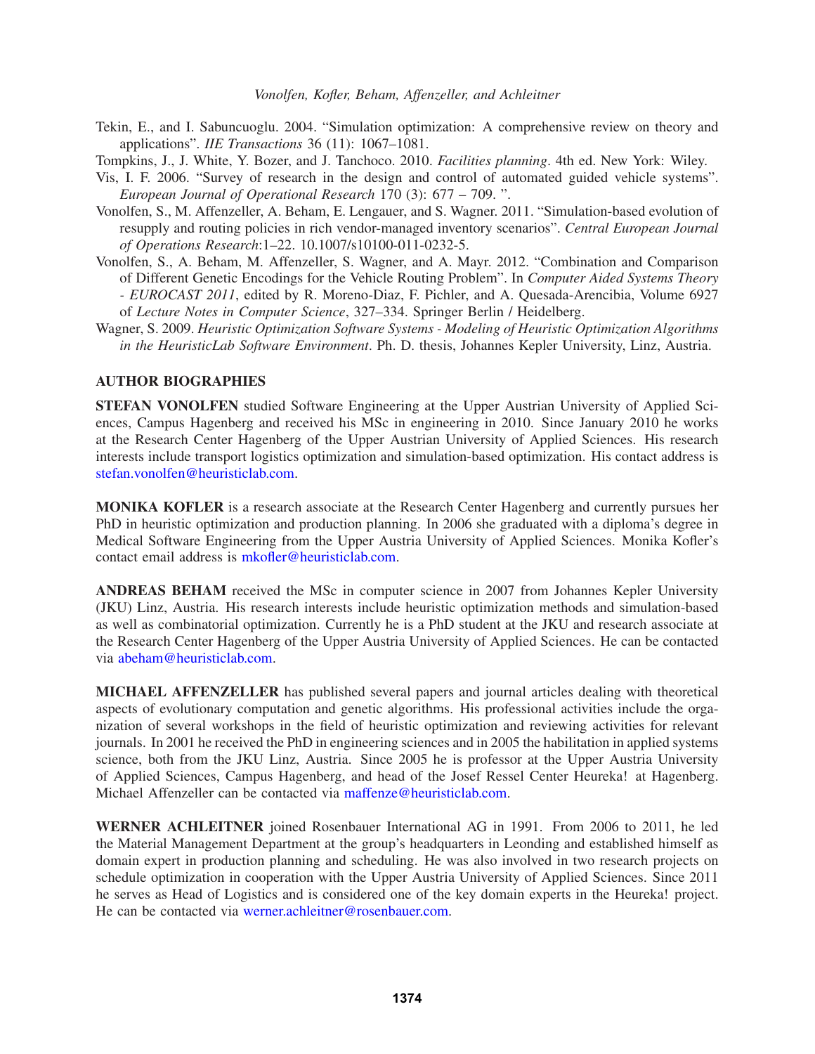Tekin, E., and I. Sabuncuoglu. 2004. "Simulation optimization: A comprehensive review on theory and applications". *IIE Transactions* 36 (11): 1067–1081.

Tompkins, J., J. White, Y. Bozer, and J. Tanchoco. 2010. *Facilities planning*. 4th ed. New York: Wiley.

Vis, I. F. 2006. "Survey of research in the design and control of automated guided vehicle systems". *European Journal of Operational Research* 170 (3): 677 – 709. ".

Vonolfen, S., M. Affenzeller, A. Beham, E. Lengauer, and S. Wagner. 2011. "Simulation-based evolution of resupply and routing policies in rich vendor-managed inventory scenarios". *Central European Journal of Operations Research*:1–22. 10.1007/s10100-011-0232-5.

Vonolfen, S., A. Beham, M. Affenzeller, S. Wagner, and A. Mayr. 2012. "Combination and Comparison of Different Genetic Encodings for the Vehicle Routing Problem". In *Computer Aided Systems Theory - EUROCAST 2011*, edited by R. Moreno-Diaz, F. Pichler, and A. Quesada-Arencibia, Volume 6927 of *Lecture Notes in Computer Science*, 327–334. Springer Berlin / Heidelberg.

Wagner, S. 2009. *Heuristic Optimization Software Systems - Modeling of Heuristic Optimization Algorithms in the HeuristicLab Software Environment*. Ph. D. thesis, Johannes Kepler University, Linz, Austria.

## AUTHOR BIOGRAPHIES

**STEFAN VONOLFEN** studied Software Engineering at the Upper Austrian University of Applied Sciences, Campus Hagenberg and received his MSc in engineering in 2010. Since January 2010 he works at the Research Center Hagenberg of the Upper Austrian University of Applied Sciences. His research interests include transport logistics optimization and simulation-based optimization. His contact address is stefan.vonolfen@heuristiclab.com.

**MONIKA KOFLER** is a research associate at the Research Center Hagenberg and currently pursues her PhD in heuristic optimization and production planning. In 2006 she graduated with a diploma's degree in Medical Software Engineering from the Upper Austria University of Applied Sciences. Monika Kofler's contact email address is mkofler@heuristiclab.com.

**ANDREAS BEHAM** received the MSc in computer science in 2007 from Johannes Kepler University (JKU) Linz, Austria. His research interests include heuristic optimization methods and simulation-based as well as combinatorial optimization. Currently he is a PhD student at the JKU and research associate at the Research Center Hagenberg of the Upper Austria University of Applied Sciences. He can be contacted via abeham@heuristiclab.com.

**MICHAEL AFFENZELLER** has published several papers and journal articles dealing with theoretical aspects of evolutionary computation and genetic algorithms. His professional activities include the organization of several workshops in the field of heuristic optimization and reviewing activities for relevant journals. In 2001 he received the PhD in engineering sciences and in 2005 the habilitation in applied systems science, both from the JKU Linz, Austria. Since 2005 he is professor at the Upper Austria University of Applied Sciences, Campus Hagenberg, and head of the Josef Ressel Center Heureka! at Hagenberg. Michael Affenzeller can be contacted via maffenze@heuristiclab.com.

**WERNER ACHLEITNER** joined Rosenbauer International AG in 1991. From 2006 to 2011, he led the Material Management Department at the group's headquarters in Leonding and established himself as domain expert in production planning and scheduling. He was also involved in two research projects on schedule optimization in cooperation with the Upper Austria University of Applied Sciences. Since 2011 he serves as Head of Logistics and is considered one of the key domain experts in the Heureka! project. He can be contacted via werner.achleitner@rosenbauer.com.